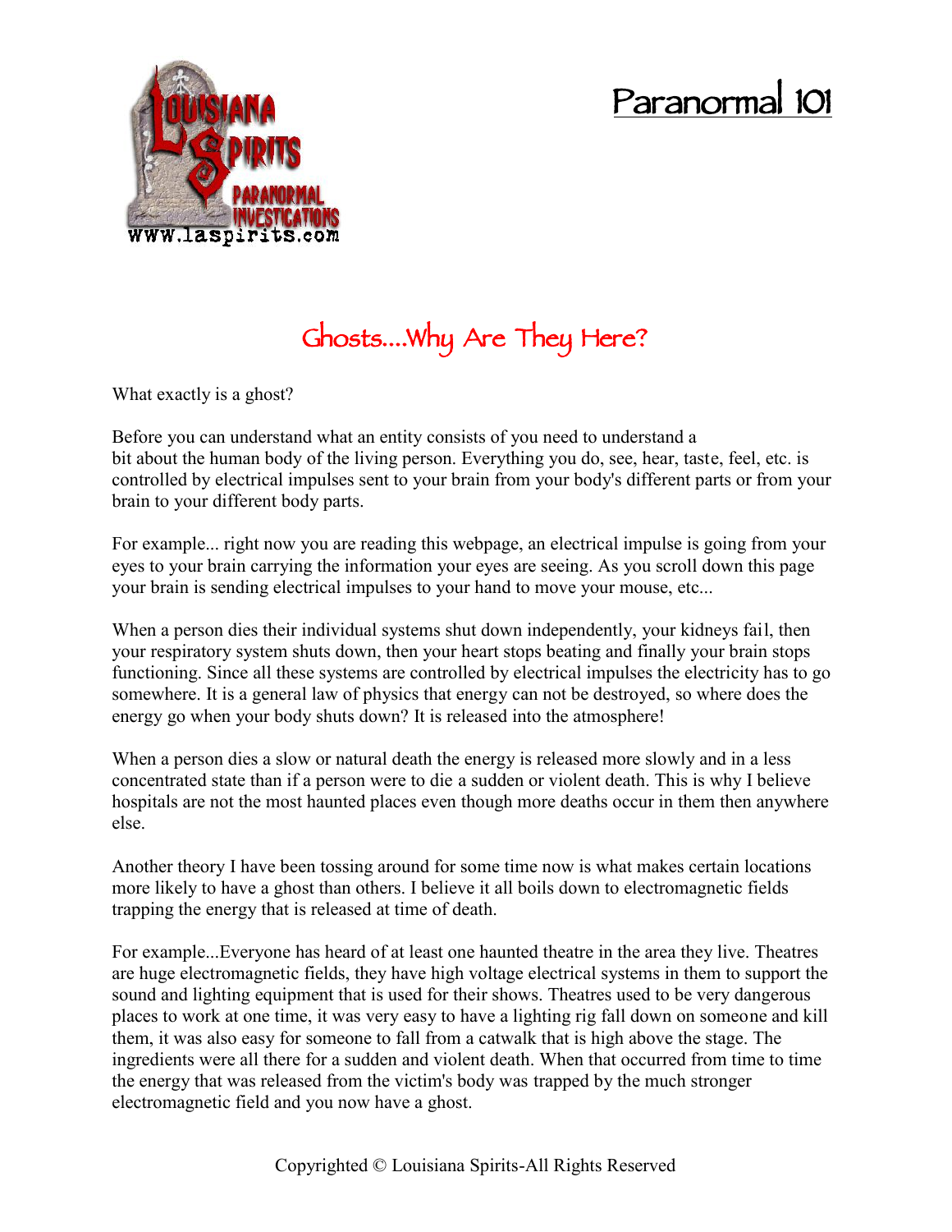# Paranormal 101

## Ghosts....Why Are They Here?

What exactly is a ghost?

Before you can understand what an entity consists of you need to understand a bit about the human body of the living person. Everything you do, see, hear, taste, feel, etc. is controlled by electrical impulses sent to your brain from your body's different parts or from your brain to your different body parts.

For example... right now you are reading this webpage, an electrical impulse is going from your eyes to your brain carrying the information your eyes are seeing. As you scroll down this page your brain is sending electrical impulses to your hand to move your mouse, etc...

When a person dies their individual systems shut down independently, your kidneys fail, then your respiratory system shuts down, then your heart stops beating and finally your brain stops functioning. Since all these systems are controlled by electrical impulses the electricity has to go somewhere. It is a general law of physics that energy can not be destroyed, so where does the energy go when your body shuts down? It is released into the atmosphere!

When a person dies a slow or natural death the energy is released more slowly and in a less concentrated state than if a person were to die a sudden or violent death. This is why I believe hospitals are not the most haunted places even though more deaths occur in them then anywhere else.

Another theory I have been tossing around for some time now is what makes certain locations more likely to have a ghost than others. I believe it all boils down to electromagnetic fields trapping the energy that is released at time of death.

For example...Everyone has heard of at least one haunted theatre in the area they live. Theatres are huge electromagnetic fields, they have high voltage electrical systems in them to support the sound and lighting equipment that is used for their shows. Theatres used to be very dangerous places to work at one time, it was very easy to have a lighting rig fall down on someone and kill them, it was also easy for someone to fall from a catwalk that is high above the stage. The ingredients were all there for a sudden and violent death. When that occurred from time to time the energy that was released from the victim's body was trapped by the much stronger electromagnetic field and you now have a ghost.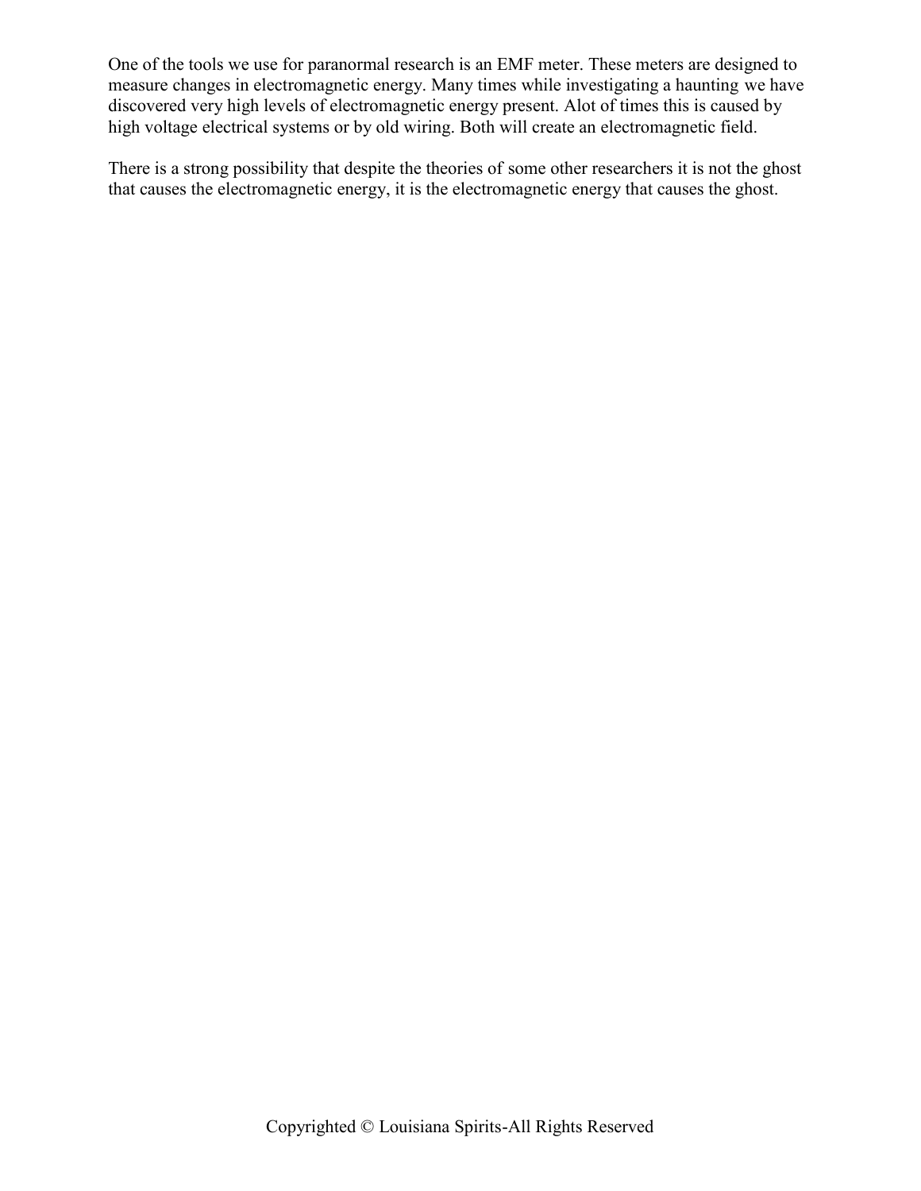One of the tools we use for paranormal research is an EMF meter. These meters are designed to measure changes in electromagnetic energy. Many times while investigating a haunting we have discovered very high levels of electromagnetic energy present. Alot of times this is caused by high voltage electrical systems or by old wiring. Both will create an electromagnetic field.

There is a strong possibility that despite the theories of some other researchers it is not the ghost that causes the electromagnetic energy, it is the electromagnetic energy that causes the ghost.

Copyrighted © Louisiana Spirits-All Rights Reserved